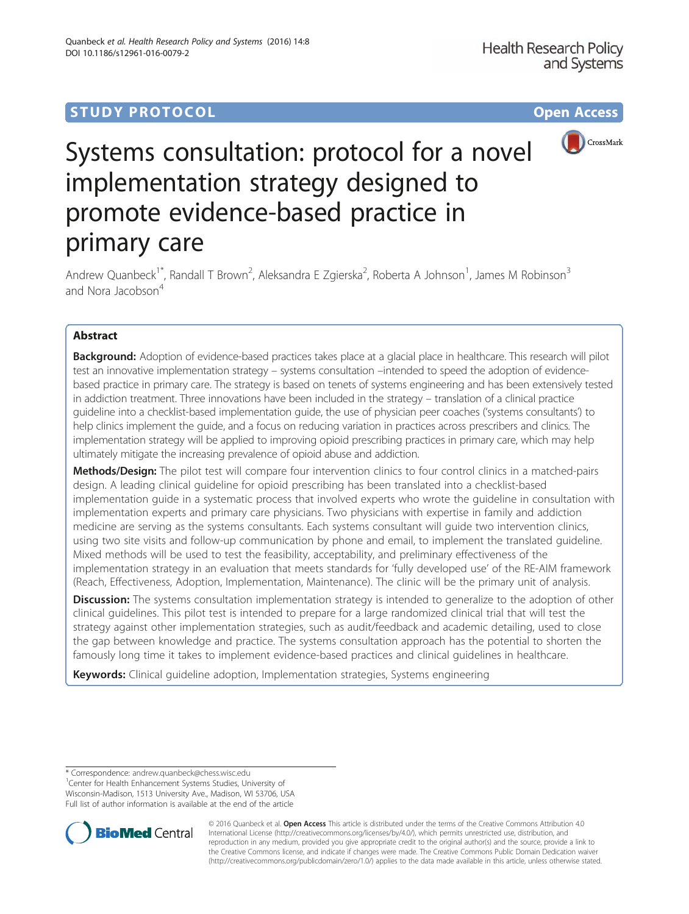**STUDY PROTOCOL** **Open Access**

# Systems consultation: protocol for a novel implementation strategy designed to promote evidence-based practice in primary care

Andrew Quanbeck[1*], Randall T Brown[2], Aleksandra E Zgierska[2], Roberta A Johnson[1], James M Robinson[3] and Nora Jacobson[4]

## Abstract

**Background:** Adoption of evidence-based practices takes place at a glacial place in healthcare. This research will pilot test an innovative implementation strategy – systems consultation –intended to speed the adoption of evidence-based practice in primary care. The strategy is based on tenets of systems engineering and has been extensively tested in addiction treatment. Three innovations have been included in the strategy – translation of a clinical practice guideline into a checklist-based implementation guide, the use of physician peer coaches ('systems consultants') to help clinics implement the guide, and a focus on reducing variation in practices across prescribers and clinics. The implementation strategy will be applied to improving opioid prescribing practices in primary care, which may help ultimately mitigate the increasing prevalence of opioid abuse and addiction.

**Methods/Design:** The pilot test will compare four intervention clinics to four control clinics in a matched-pairs design. A leading clinical guideline for opioid prescribing has been translated into a checklist-based implementation guide in a systematic process that involved experts who wrote the guideline in consultation with implementation experts and primary care physicians. Two physicians with expertise in family and addiction medicine are serving as the systems consultants. Each systems consultant will guide two intervention clinics, using two site visits and follow-up communication by phone and email, to implement the translated guideline. Mixed methods will be used to test the feasibility, acceptability, and preliminary effectiveness of the implementation strategy in an evaluation that meets standards for 'fully developed use' of the RE-AIM framework (Reach, Effectiveness, Adoption, Implementation, Maintenance). The clinic will be the primary unit of analysis.

**Discussion:** The systems consultation implementation strategy is intended to generalize to the adoption of other clinical guidelines. This pilot test is intended to prepare for a large randomized clinical trial that will test the strategy against other implementation strategies, such as audit/feedback and academic detailing, used to close the gap between knowledge and practice. The systems consultation approach has the potential to shorten the famously long time it takes to implement evidence-based practices and clinical guidelines in healthcare.

**Keywords:** Clinical guideline adoption, Implementation strategies, Systems engineering

---

* Correspondence: andrew.quanbeck@chess.wisc.edu
[1]Center for Health Enhancement Systems Studies, University of Wisconsin-Madison, 1513 University Ave., Madison, WI 53706, USA
Full list of author information is available at the end of the article

© 2016 Quanbeck et al. **Open Access** This article is distributed under the terms of the Creative Commons Attribution 4.0 International License (http://creativecommons.org/licenses/by/4.0/), which permits unrestricted use, distribution, and reproduction in any medium, provided you give appropriate credit to the original author(s) and the source, provide a link to the Creative Commons license, and indicate if changes were made. The Creative Commons Public Domain Dedication waiver (http://creativecommons.org/publicdomain/zero/1.0/) applies to the data made available in this article, unless otherwise stated.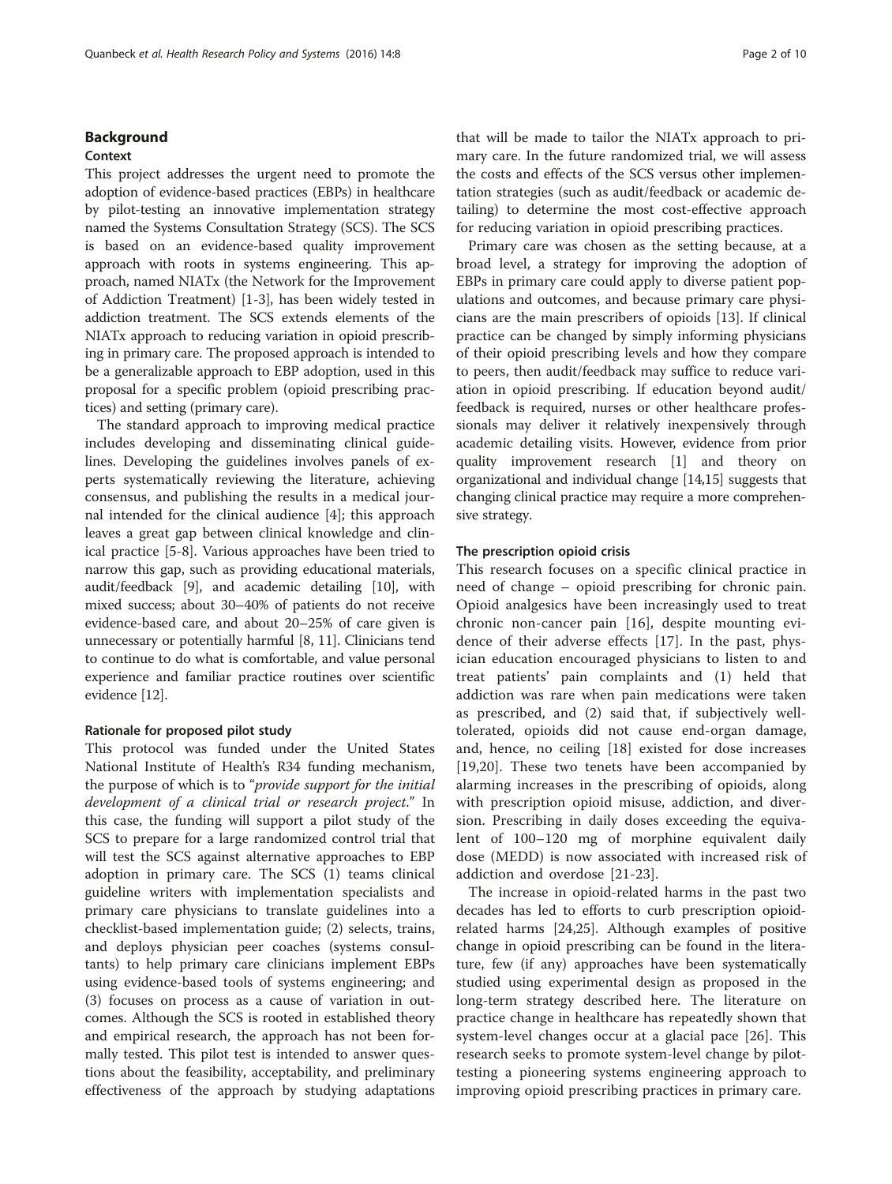## Background

### Context

This project addresses the urgent need to promote the adoption of evidence-based practices (EBPs) in healthcare by pilot-testing an innovative implementation strategy named the Systems Consultation Strategy (SCS). The SCS is based on an evidence-based quality improvement approach with roots in systems engineering. This approach, named NIATx (the Network for the Improvement of Addiction Treatment) [1-3], has been widely tested in addiction treatment. The SCS extends elements of the NIATx approach to reducing variation in opioid prescribing in primary care. The proposed approach is intended to be a generalizable approach to EBP adoption, used in this proposal for a specific problem (opioid prescribing practices) and setting (primary care).

The standard approach to improving medical practice includes developing and disseminating clinical guidelines. Developing the guidelines involves panels of experts systematically reviewing the literature, achieving consensus, and publishing the results in a medical journal intended for the clinical audience [4]; this approach leaves a great gap between clinical knowledge and clinical practice [5-8]. Various approaches have been tried to narrow this gap, such as providing educational materials, audit/feedback [9], and academic detailing [10], with mixed success; about 30–40% of patients do not receive evidence-based care, and about 20–25% of care given is unnecessary or potentially harmful [8, 11]. Clinicians tend to continue to do what is comfortable, and value personal experience and familiar practice routines over scientific evidence [12].

### Rationale for proposed pilot study

This protocol was funded under the United States National Institute of Health's R34 funding mechanism, the purpose of which is to "*provide support for the initial development of a clinical trial or research project.*" In this case, the funding will support a pilot study of the SCS to prepare for a large randomized control trial that will test the SCS against alternative approaches to EBP adoption in primary care. The SCS (1) teams clinical guideline writers with implementation specialists and primary care physicians to translate guidelines into a checklist-based implementation guide; (2) selects, trains, and deploys physician peer coaches (systems consultants) to help primary care clinicians implement EBPs using evidence-based tools of systems engineering; and (3) focuses on process as a cause of variation in outcomes. Although the SCS is rooted in established theory and empirical research, the approach has not been formally tested. This pilot test is intended to answer questions about the feasibility, acceptability, and preliminary effectiveness of the approach by studying adaptations that will be made to tailor the NIATx approach to primary care. In the future randomized trial, we will assess the costs and effects of the SCS versus other implementation strategies (such as audit/feedback or academic detailing) to determine the most cost-effective approach for reducing variation in opioid prescribing practices.

Primary care was chosen as the setting because, at a broad level, a strategy for improving the adoption of EBPs in primary care could apply to diverse patient populations and outcomes, and because primary care physicians are the main prescribers of opioids [13]. If clinical practice can be changed by simply informing physicians of their opioid prescribing levels and how they compare to peers, then audit/feedback may suffice to reduce variation in opioid prescribing. If education beyond audit/feedback is required, nurses or other healthcare professionals may deliver it relatively inexpensively through academic detailing visits. However, evidence from prior quality improvement research [1] and theory on organizational and individual change [14,15] suggests that changing clinical practice may require a more comprehensive strategy.

### The prescription opioid crisis

This research focuses on a specific clinical practice in need of change – opioid prescribing for chronic pain. Opioid analgesics have been increasingly used to treat chronic non-cancer pain [16], despite mounting evidence of their adverse effects [17]. In the past, physician education encouraged physicians to listen to and treat patients' pain complaints and (1) held that addiction was rare when pain medications were taken as prescribed, and (2) said that, if subjectively well-tolerated, opioids did not cause end-organ damage, and, hence, no ceiling [18] existed for dose increases [19,20]. These two tenets have been accompanied by alarming increases in the prescribing of opioids, along with prescription opioid misuse, addiction, and diversion. Prescribing in daily doses exceeding the equivalent of 100–120 mg of morphine equivalent daily dose (MEDD) is now associated with increased risk of addiction and overdose [21-23].

The increase in opioid-related harms in the past two decades has led to efforts to curb prescription opioid-related harms [24,25]. Although examples of positive change in opioid prescribing can be found in the literature, few (if any) approaches have been systematically studied using experimental design as proposed in the long-term strategy described here. The literature on practice change in healthcare has repeatedly shown that system-level changes occur at a glacial pace [26]. This research seeks to promote system-level change by pilot-testing a pioneering systems engineering approach to improving opioid prescribing practices in primary care.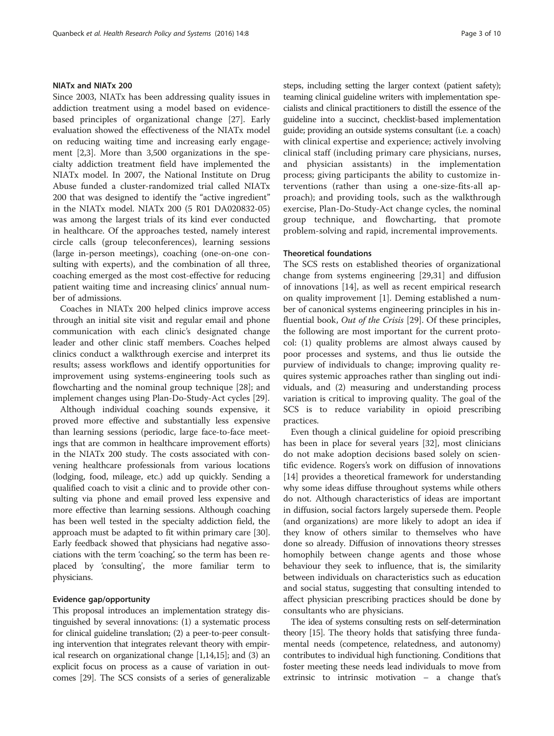### NIATx and NIATx 200

Since 2003, NIATx has been addressing quality issues in addiction treatment using a model based on evidence-based principles of organizational change [27]. Early evaluation showed the effectiveness of the NIATx model on reducing waiting time and increasing early engagement [2,3]. More than 3,500 organizations in the specialty addiction treatment field have implemented the NIATx model. In 2007, the National Institute on Drug Abuse funded a cluster-randomized trial called NIATx 200 that was designed to identify the "active ingredient" in the NIATx model. NIATx 200 (5 R01 DA020832-05) was among the largest trials of its kind ever conducted in healthcare. Of the approaches tested, namely interest circle calls (group teleconferences), learning sessions (large in-person meetings), coaching (one-on-one consulting with experts), and the combination of all three, coaching emerged as the most cost-effective for reducing patient waiting time and increasing clinics' annual number of admissions.

Coaches in NIATx 200 helped clinics improve access through an initial site visit and regular email and phone communication with each clinic's designated change leader and other clinic staff members. Coaches helped clinics conduct a walkthrough exercise and interpret its results; assess workflows and identify opportunities for improvement using systems-engineering tools such as flowcharting and the nominal group technique [28]; and implement changes using Plan-Do-Study-Act cycles [29].

Although individual coaching sounds expensive, it proved more effective and substantially less expensive than learning sessions (periodic, large face-to-face meetings that are common in healthcare improvement efforts) in the NIATx 200 study. The costs associated with convening healthcare professionals from various locations (lodging, food, mileage, etc.) add up quickly. Sending a qualified coach to visit a clinic and to provide other consulting via phone and email proved less expensive and more effective than learning sessions. Although coaching has been well tested in the specialty addiction field, the approach must be adapted to fit within primary care [30]. Early feedback showed that physicians had negative associations with the term 'coaching', so the term has been replaced by 'consulting', the more familiar term to physicians.

### Evidence gap/opportunity

This proposal introduces an implementation strategy distinguished by several innovations: (1) a systematic process for clinical guideline translation; (2) a peer-to-peer consulting intervention that integrates relevant theory with empirical research on organizational change [1,14,15]; and (3) an explicit focus on process as a cause of variation in outcomes [29]. The SCS consists of a series of generalizable steps, including setting the larger context (patient safety); teaming clinical guideline writers with implementation specialists and clinical practitioners to distill the essence of the guideline into a succinct, checklist-based implementation guide; providing an outside systems consultant (i.e. a coach) with clinical expertise and experience; actively involving clinical staff (including primary care physicians, nurses, and physician assistants) in the implementation process; giving participants the ability to customize interventions (rather than using a one-size-fits-all approach); and providing tools, such as the walkthrough exercise, Plan-Do-Study-Act change cycles, the nominal group technique, and flowcharting, that promote problem-solving and rapid, incremental improvements.

### Theoretical foundations

The SCS rests on established theories of organizational change from systems engineering [29,31] and diffusion of innovations [14], as well as recent empirical research on quality improvement [1]. Deming established a number of canonical systems engineering principles in his influential book, *Out of the Crisis* [29]. Of these principles, the following are most important for the current protocol: (1) quality problems are almost always caused by poor processes and systems, and thus lie outside the purview of individuals to change; improving quality requires systemic approaches rather than singling out individuals, and (2) measuring and understanding process variation is critical to improving quality. The goal of the SCS is to reduce variability in opioid prescribing practices.

Even though a clinical guideline for opioid prescribing has been in place for several years [32], most clinicians do not make adoption decisions based solely on scientific evidence. Rogers's work on diffusion of innovations [14] provides a theoretical framework for understanding why some ideas diffuse throughout systems while others do not. Although characteristics of ideas are important in diffusion, social factors largely supersede them. People (and organizations) are more likely to adopt an idea if they know of others similar to themselves who have done so already. Diffusion of innovations theory stresses homophily between change agents and those whose behaviour they seek to influence, that is, the similarity between individuals on characteristics such as education and social status, suggesting that consulting intended to affect physician prescribing practices should be done by consultants who are physicians.

The idea of systems consulting rests on self-determination theory [15]. The theory holds that satisfying three fundamental needs (competence, relatedness, and autonomy) contributes to individual high functioning. Conditions that foster meeting these needs lead individuals to move from extrinsic to intrinsic motivation – a change that's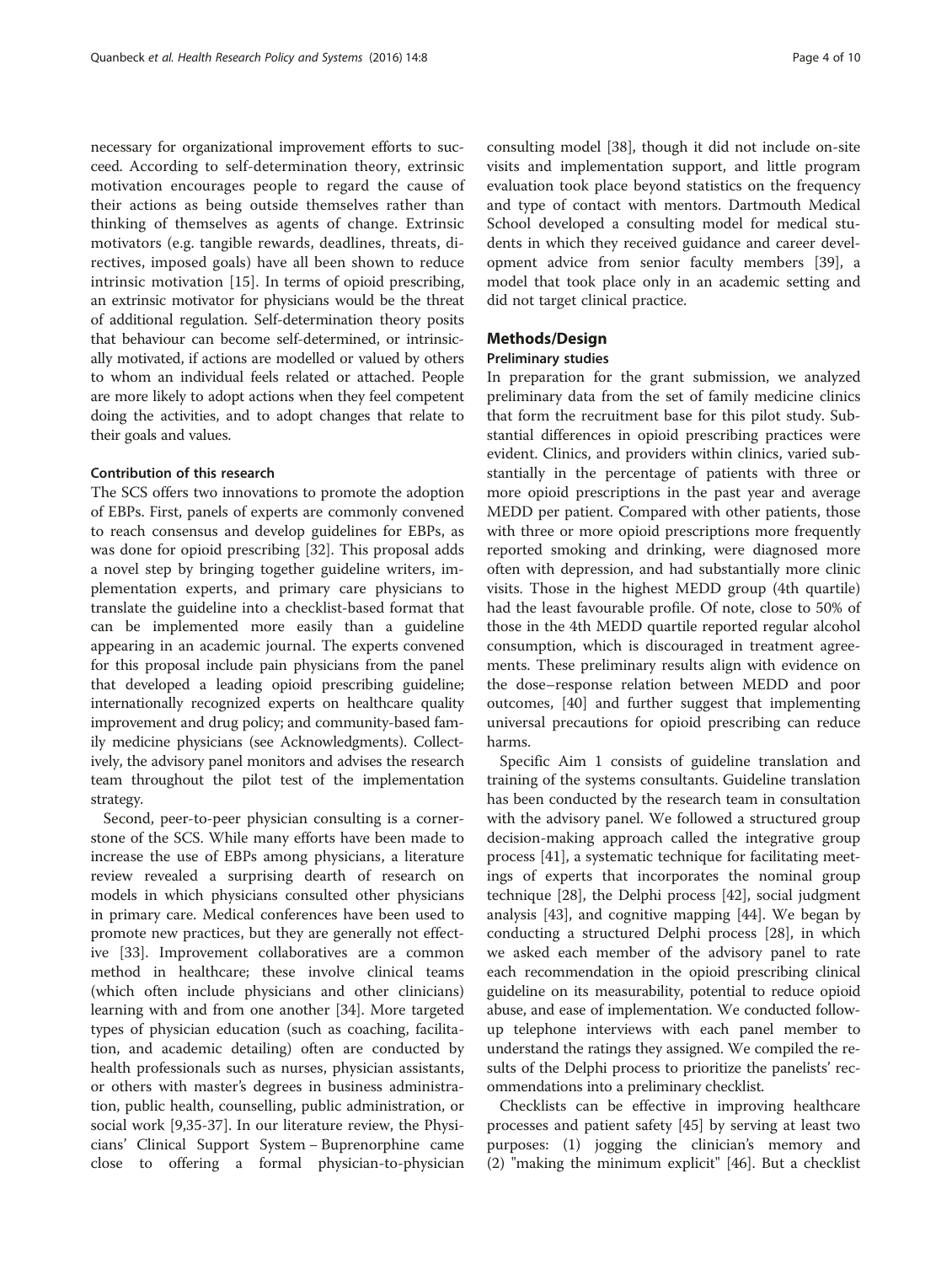necessary for organizational improvement efforts to succeed. According to self-determination theory, extrinsic motivation encourages people to regard the cause of their actions as being outside themselves rather than thinking of themselves as agents of change. Extrinsic motivators (e.g. tangible rewards, deadlines, threats, directives, imposed goals) have all been shown to reduce intrinsic motivation [15]. In terms of opioid prescribing, an extrinsic motivator for physicians would be the threat of additional regulation. Self-determination theory posits that behaviour can become self-determined, or intrinsically motivated, if actions are modelled or valued by others to whom an individual feels related or attached. People are more likely to adopt actions when they feel competent doing the activities, and to adopt changes that relate to their goals and values.

### Contribution of this research

The SCS offers two innovations to promote the adoption of EBPs. First, panels of experts are commonly convened to reach consensus and develop guidelines for EBPs, as was done for opioid prescribing [32]. This proposal adds a novel step by bringing together guideline writers, implementation experts, and primary care physicians to translate the guideline into a checklist-based format that can be implemented more easily than a guideline appearing in an academic journal. The experts convened for this proposal include pain physicians from the panel that developed a leading opioid prescribing guideline; internationally recognized experts on healthcare quality improvement and drug policy; and community-based family medicine physicians (see Acknowledgments). Collectively, the advisory panel monitors and advises the research team throughout the pilot test of the implementation strategy.

Second, peer-to-peer physician consulting is a cornerstone of the SCS. While many efforts have been made to increase the use of EBPs among physicians, a literature review revealed a surprising dearth of research on models in which physicians consulted other physicians in primary care. Medical conferences have been used to promote new practices, but they are generally not effective [33]. Improvement collaboratives are a common method in healthcare; these involve clinical teams (which often include physicians and other clinicians) learning with and from one another [34]. More targeted types of physician education (such as coaching, facilitation, and academic detailing) often are conducted by health professionals such as nurses, physician assistants, or others with master's degrees in business administration, public health, counselling, public administration, or social work [9,35-37]. In our literature review, the Physicians' Clinical Support System – Buprenorphine came close to offering a formal physician-to-physician consulting model [38], though it did not include on-site visits and implementation support, and little program evaluation took place beyond statistics on the frequency and type of contact with mentors. Dartmouth Medical School developed a consulting model for medical students in which they received guidance and career development advice from senior faculty members [39], a model that took place only in an academic setting and did not target clinical practice.

## Methods/Design

### Preliminary studies

In preparation for the grant submission, we analyzed preliminary data from the set of family medicine clinics that form the recruitment base for this pilot study. Substantial differences in opioid prescribing practices were evident. Clinics, and providers within clinics, varied substantially in the percentage of patients with three or more opioid prescriptions in the past year and average MEDD per patient. Compared with other patients, those with three or more opioid prescriptions more frequently reported smoking and drinking, were diagnosed more often with depression, and had substantially more clinic visits. Those in the highest MEDD group (4th quartile) had the least favourable profile. Of note, close to 50% of those in the 4th MEDD quartile reported regular alcohol consumption, which is discouraged in treatment agreements. These preliminary results align with evidence on the dose–response relation between MEDD and poor outcomes, [40] and further suggest that implementing universal precautions for opioid prescribing can reduce harms.

Specific Aim 1 consists of guideline translation and training of the systems consultants. Guideline translation has been conducted by the research team in consultation with the advisory panel. We followed a structured group decision-making approach called the integrative group process [41], a systematic technique for facilitating meetings of experts that incorporates the nominal group technique [28], the Delphi process [42], social judgment analysis [43], and cognitive mapping [44]. We began by conducting a structured Delphi process [28], in which we asked each member of the advisory panel to rate each recommendation in the opioid prescribing clinical guideline on its measurability, potential to reduce opioid abuse, and ease of implementation. We conducted follow-up telephone interviews with each panel member to understand the ratings they assigned. We compiled the results of the Delphi process to prioritize the panelists' recommendations into a preliminary checklist.

Checklists can be effective in improving healthcare processes and patient safety [45] by serving at least two purposes: (1) jogging the clinician's memory and (2) "making the minimum explicit" [46]. But a checklist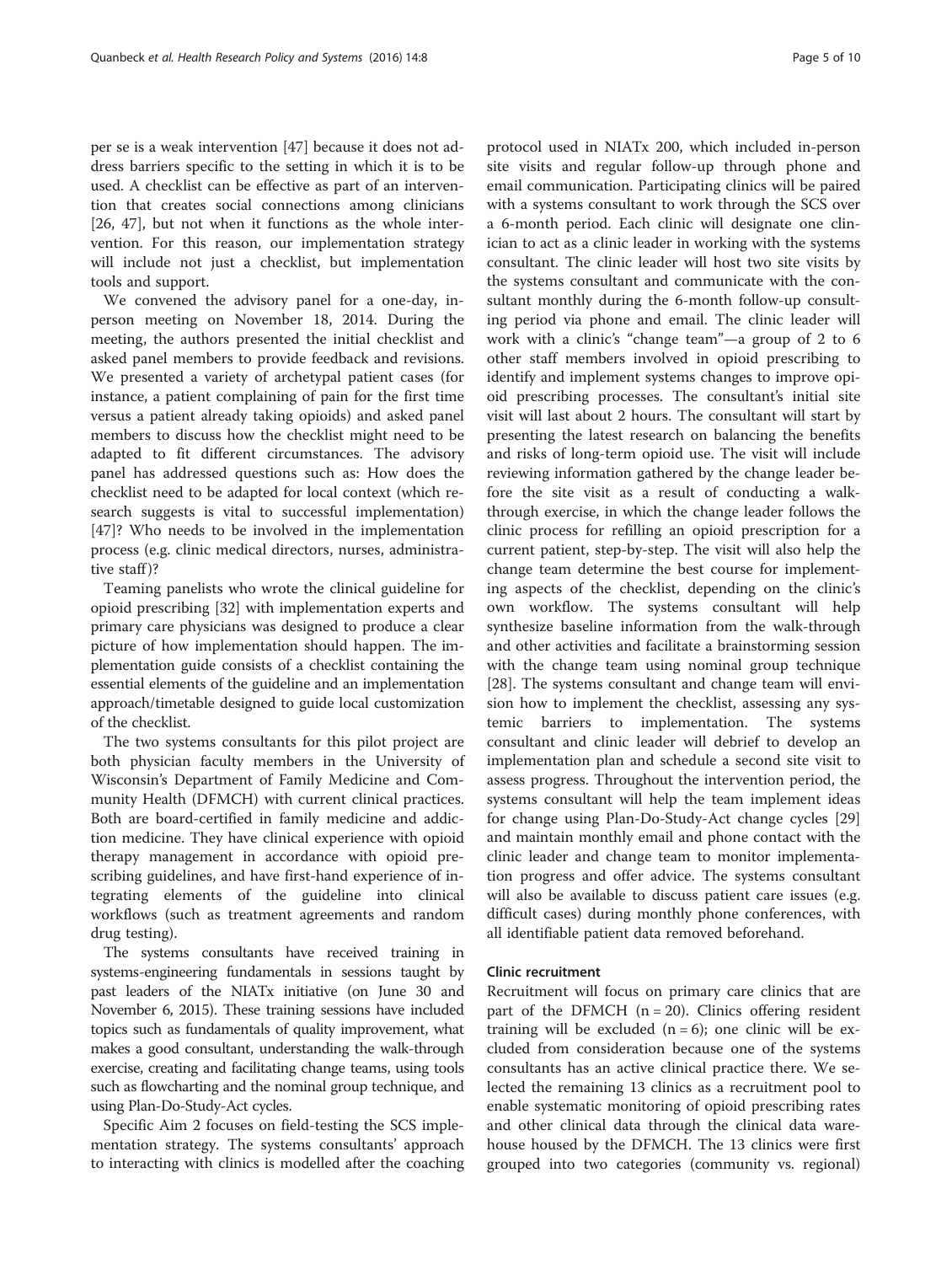per se is a weak intervention [47] because it does not address barriers specific to the setting in which it is to be used. A checklist can be effective as part of an intervention that creates social connections among clinicians [26, 47], but not when it functions as the whole intervention. For this reason, our implementation strategy will include not just a checklist, but implementation tools and support.

We convened the advisory panel for a one-day, in-person meeting on November 18, 2014. During the meeting, the authors presented the initial checklist and asked panel members to provide feedback and revisions. We presented a variety of archetypal patient cases (for instance, a patient complaining of pain for the first time versus a patient already taking opioids) and asked panel members to discuss how the checklist might need to be adapted to fit different circumstances. The advisory panel has addressed questions such as: How does the checklist need to be adapted for local context (which research suggests is vital to successful implementation) [47]? Who needs to be involved in the implementation process (e.g. clinic medical directors, nurses, administrative staff)?

Teaming panelists who wrote the clinical guideline for opioid prescribing [32] with implementation experts and primary care physicians was designed to produce a clear picture of how implementation should happen. The implementation guide consists of a checklist containing the essential elements of the guideline and an implementation approach/timetable designed to guide local customization of the checklist.

The two systems consultants for this pilot project are both physician faculty members in the University of Wisconsin's Department of Family Medicine and Community Health (DFMCH) with current clinical practices. Both are board-certified in family medicine and addiction medicine. They have clinical experience with opioid therapy management in accordance with opioid prescribing guidelines, and have first-hand experience of integrating elements of the guideline into clinical workflows (such as treatment agreements and random drug testing).

The systems consultants have received training in systems-engineering fundamentals in sessions taught by past leaders of the NIATx initiative (on June 30 and November 6, 2015). These training sessions have included topics such as fundamentals of quality improvement, what makes a good consultant, understanding the walk-through exercise, creating and facilitating change teams, using tools such as flowcharting and the nominal group technique, and using Plan-Do-Study-Act cycles.

Specific Aim 2 focuses on field-testing the SCS implementation strategy. The systems consultants' approach to interacting with clinics is modelled after the coaching protocol used in NIATx 200, which included in-person site visits and regular follow-up through phone and email communication. Participating clinics will be paired with a systems consultant to work through the SCS over a 6-month period. Each clinic will designate one clinician to act as a clinic leader in working with the systems consultant. The clinic leader will host two site visits by the systems consultant and communicate with the consultant monthly during the 6-month follow-up consulting period via phone and email. The clinic leader will work with a clinic's "change team"—a group of 2 to 6 other staff members involved in opioid prescribing to identify and implement systems changes to improve opioid prescribing processes. The consultant's initial site visit will last about 2 hours. The consultant will start by presenting the latest research on balancing the benefits and risks of long-term opioid use. The visit will include reviewing information gathered by the change leader before the site visit as a result of conducting a walk-through exercise, in which the change leader follows the clinic process for refilling an opioid prescription for a current patient, step-by-step. The visit will also help the change team determine the best course for implementing aspects of the checklist, depending on the clinic's own workflow. The systems consultant will help synthesize baseline information from the walk-through and other activities and facilitate a brainstorming session with the change team using nominal group technique [28]. The systems consultant and change team will envision how to implement the checklist, assessing any systemic barriers to implementation. The systems consultant and clinic leader will debrief to develop an implementation plan and schedule a second site visit to assess progress. Throughout the intervention period, the systems consultant will help the team implement ideas for change using Plan-Do-Study-Act change cycles [29] and maintain monthly email and phone contact with the clinic leader and change team to monitor implementation progress and offer advice. The systems consultant will also be available to discuss patient care issues (e.g. difficult cases) during monthly phone conferences, with all identifiable patient data removed beforehand.

#### Clinic recruitment

Recruitment will focus on primary care clinics that are part of the DFMCH (n = 20). Clinics offering resident training will be excluded (n = 6); one clinic will be excluded from consideration because one of the systems consultants has an active clinical practice there. We selected the remaining 13 clinics as a recruitment pool to enable systematic monitoring of opioid prescribing rates and other clinical data through the clinical data warehouse housed by the DFMCH. The 13 clinics were first grouped into two categories (community vs. regional)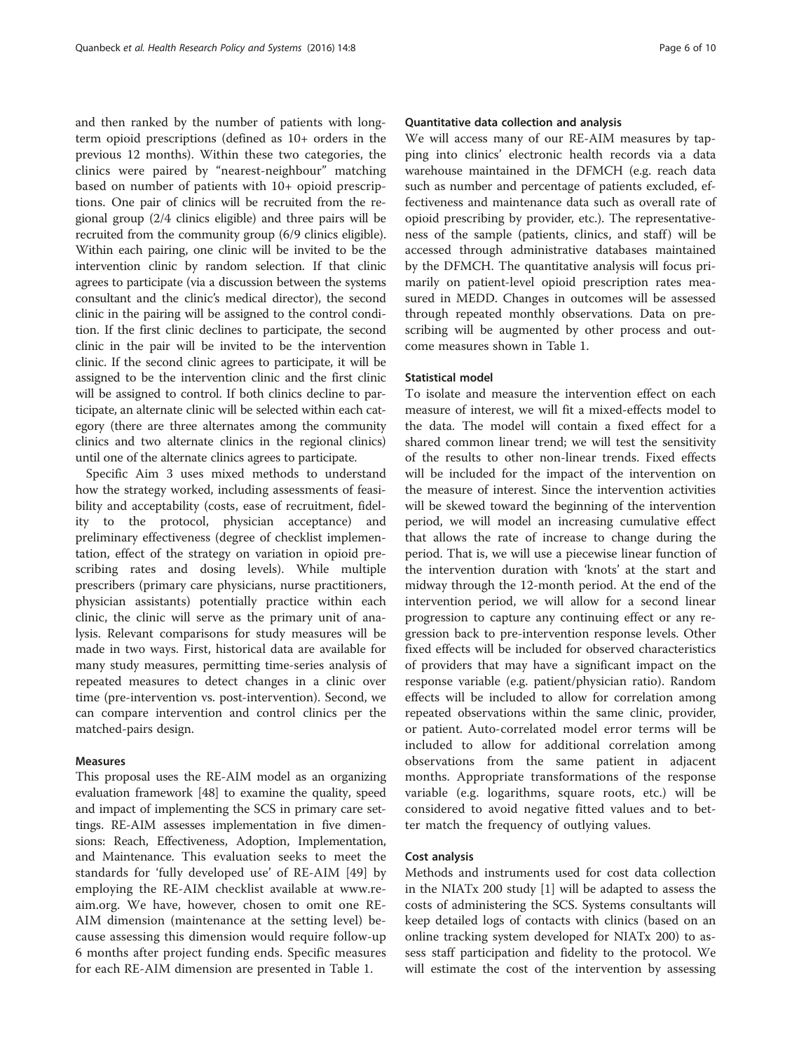and then ranked by the number of patients with long-term opioid prescriptions (defined as 10+ orders in the previous 12 months). Within these two categories, the clinics were paired by "nearest-neighbour" matching based on number of patients with 10+ opioid prescriptions. One pair of clinics will be recruited from the regional group (2/4 clinics eligible) and three pairs will be recruited from the community group (6/9 clinics eligible). Within each pairing, one clinic will be invited to be the intervention clinic by random selection. If that clinic agrees to participate (via a discussion between the systems consultant and the clinic's medical director), the second clinic in the pairing will be assigned to the control condition. If the first clinic declines to participate, the second clinic in the pair will be invited to be the intervention clinic. If the second clinic agrees to participate, it will be assigned to be the intervention clinic and the first clinic will be assigned to control. If both clinics decline to participate, an alternate clinic will be selected within each category (there are three alternates among the community clinics and two alternate clinics in the regional clinics) until one of the alternate clinics agrees to participate.

Specific Aim 3 uses mixed methods to understand how the strategy worked, including assessments of feasibility and acceptability (costs, ease of recruitment, fidelity to the protocol, physician acceptance) and preliminary effectiveness (degree of checklist implementation, effect of the strategy on variation in opioid prescribing rates and dosing levels). While multiple prescribers (primary care physicians, nurse practitioners, physician assistants) potentially practice within each clinic, the clinic will serve as the primary unit of analysis. Relevant comparisons for study measures will be made in two ways. First, historical data are available for many study measures, permitting time-series analysis of repeated measures to detect changes in a clinic over time (pre-intervention vs. post-intervention). Second, we can compare intervention and control clinics per the matched-pairs design.

### Measures

This proposal uses the RE-AIM model as an organizing evaluation framework [48] to examine the quality, speed and impact of implementing the SCS in primary care settings. RE-AIM assesses implementation in five dimensions: Reach, Effectiveness, Adoption, Implementation, and Maintenance. This evaluation seeks to meet the standards for 'fully developed use' of RE-AIM [49] by employing the RE-AIM checklist available at www.re-aim.org. We have, however, chosen to omit one RE-AIM dimension (maintenance at the setting level) because assessing this dimension would require follow-up 6 months after project funding ends. Specific measures for each RE-AIM dimension are presented in Table 1.

### Quantitative data collection and analysis

We will access many of our RE-AIM measures by tapping into clinics' electronic health records via a data warehouse maintained in the DFMCH (e.g. reach data such as number and percentage of patients excluded, effectiveness and maintenance data such as overall rate of opioid prescribing by provider, etc.). The representativeness of the sample (patients, clinics, and staff) will be accessed through administrative databases maintained by the DFMCH. The quantitative analysis will focus primarily on patient-level opioid prescription rates measured in MEDD. Changes in outcomes will be assessed through repeated monthly observations. Data on prescribing will be augmented by other process and outcome measures shown in Table 1.

### Statistical model

To isolate and measure the intervention effect on each measure of interest, we will fit a mixed-effects model to the data. The model will contain a fixed effect for a shared common linear trend; we will test the sensitivity of the results to other non-linear trends. Fixed effects will be included for the impact of the intervention on the measure of interest. Since the intervention activities will be skewed toward the beginning of the intervention period, we will model an increasing cumulative effect that allows the rate of increase to change during the period. That is, we will use a piecewise linear function of the intervention duration with 'knots' at the start and midway through the 12-month period. At the end of the intervention period, we will allow for a second linear progression to capture any continuing effect or any regression back to pre-intervention response levels. Other fixed effects will be included for observed characteristics of providers that may have a significant impact on the response variable (e.g. patient/physician ratio). Random effects will be included to allow for correlation among repeated observations within the same clinic, provider, or patient. Auto-correlated model error terms will be included to allow for additional correlation among observations from the same patient in adjacent months. Appropriate transformations of the response variable (e.g. logarithms, square roots, etc.) will be considered to avoid negative fitted values and to better match the frequency of outlying values.

### Cost analysis

Methods and instruments used for cost data collection in the NIATx 200 study [1] will be adapted to assess the costs of administering the SCS. Systems consultants will keep detailed logs of contacts with clinics (based on an online tracking system developed for NIATx 200) to assess staff participation and fidelity to the protocol. We will estimate the cost of the intervention by assessing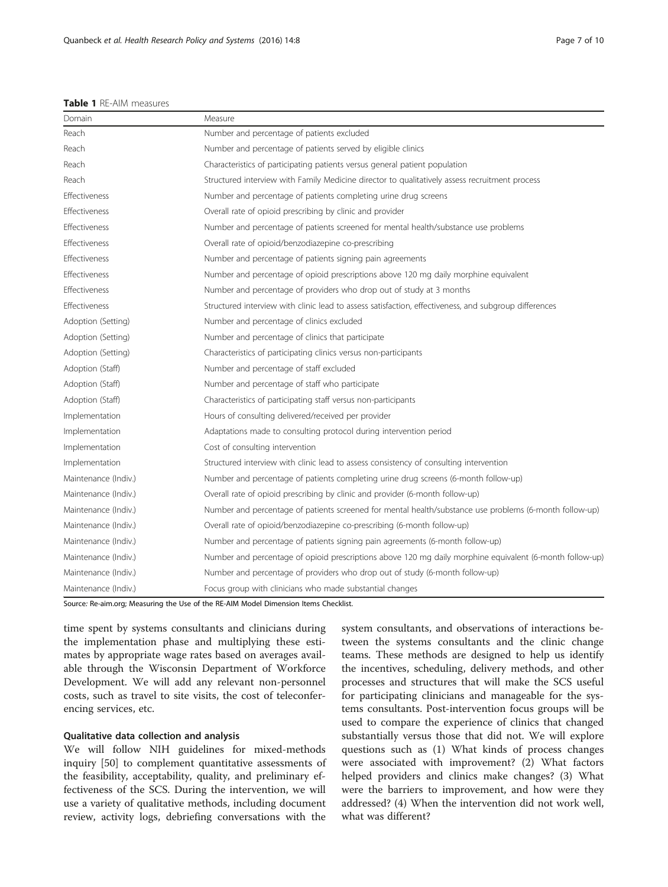**Table 1** RE-AIM measures

| Domain | Measure |
|---|---|
| Reach | Number and percentage of patients excluded |
| Reach | Number and percentage of patients served by eligible clinics |
| Reach | Characteristics of participating patients versus general patient population |
| Reach | Structured interview with Family Medicine director to qualitatively assess recruitment process |
| Effectiveness | Number and percentage of patients completing urine drug screens |
| Effectiveness | Overall rate of opioid prescribing by clinic and provider |
| Effectiveness | Number and percentage of patients screened for mental health/substance use problems |
| Effectiveness | Overall rate of opioid/benzodiazepine co-prescribing |
| Effectiveness | Number and percentage of patients signing pain agreements |
| Effectiveness | Number and percentage of opioid prescriptions above 120 mg daily morphine equivalent |
| Effectiveness | Number and percentage of providers who drop out of study at 3 months |
| Effectiveness | Structured interview with clinic lead to assess satisfaction, effectiveness, and subgroup differences |
| Adoption (Setting) | Number and percentage of clinics excluded |
| Adoption (Setting) | Number and percentage of clinics that participate |
| Adoption (Setting) | Characteristics of participating clinics versus non-participants |
| Adoption (Staff) | Number and percentage of staff excluded |
| Adoption (Staff) | Number and percentage of staff who participate |
| Adoption (Staff) | Characteristics of participating staff versus non-participants |
| Implementation | Hours of consulting delivered/received per provider |
| Implementation | Adaptations made to consulting protocol during intervention period |
| Implementation | Cost of consulting intervention |
| Implementation | Structured interview with clinic lead to assess consistency of consulting intervention |
| Maintenance (Indiv.) | Number and percentage of patients completing urine drug screens (6-month follow-up) |
| Maintenance (Indiv.) | Overall rate of opioid prescribing by clinic and provider (6-month follow-up) |
| Maintenance (Indiv.) | Number and percentage of patients screened for mental health/substance use problems (6-month follow-up) |
| Maintenance (Indiv.) | Overall rate of opioid/benzodiazepine co-prescribing (6-month follow-up) |
| Maintenance (Indiv.) | Number and percentage of patients signing pain agreements (6-month follow-up) |
| Maintenance (Indiv.) | Number and percentage of opioid prescriptions above 120 mg daily morphine equivalent (6-month follow-up) |
| Maintenance (Indiv.) | Number and percentage of providers who drop out of study (6-month follow-up) |
| Maintenance (Indiv.) | Focus group with clinicians who made substantial changes |

Source: Re-aim.org; Measuring the Use of the RE-AIM Model Dimension Items Checklist.

time spent by systems consultants and clinicians during the implementation phase and multiplying these estimates by appropriate wage rates based on averages available through the Wisconsin Department of Workforce Development. We will add any relevant non-personnel costs, such as travel to site visits, the cost of teleconferencing services, etc.

### Qualitative data collection and analysis

We will follow NIH guidelines for mixed-methods inquiry [50] to complement quantitative assessments of the feasibility, acceptability, quality, and preliminary effectiveness of the SCS. During the intervention, we will use a variety of qualitative methods, including document review, activity logs, debriefing conversations with the system consultants, and observations of interactions between the systems consultants and the clinic change teams. These methods are designed to help us identify the incentives, scheduling, delivery methods, and other processes and structures that will make the SCS useful for participating clinicians and manageable for the systems consultants. Post-intervention focus groups will be used to compare the experience of clinics that changed substantially versus those that did not. We will explore questions such as (1) What kinds of process changes were associated with improvement? (2) What factors helped providers and clinics make changes? (3) What were the barriers to improvement, and how were they addressed? (4) When the intervention did not work well, what was different?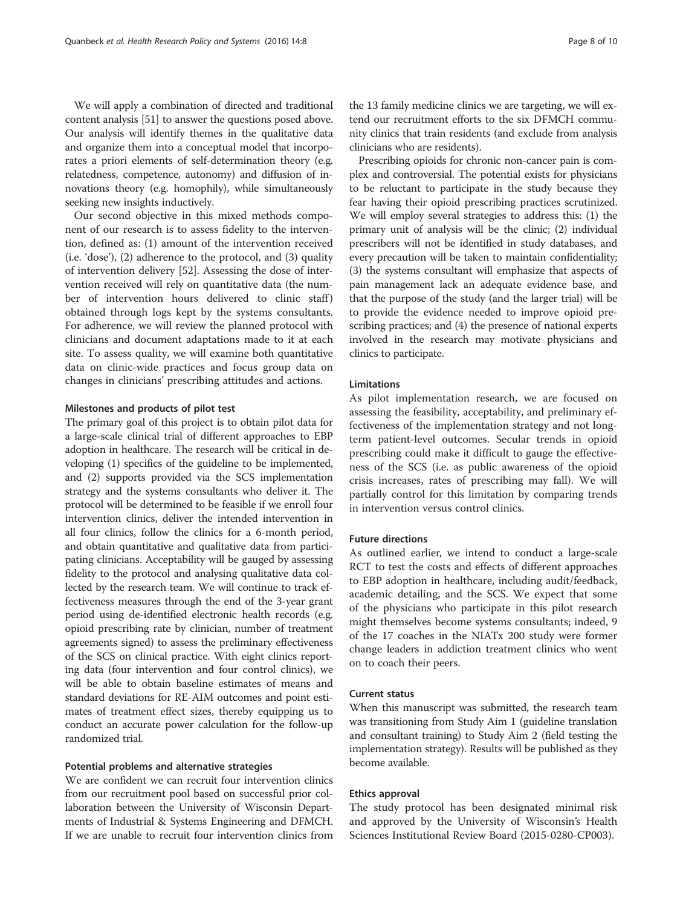We will apply a combination of directed and traditional content analysis [51] to answer the questions posed above. Our analysis will identify themes in the qualitative data and organize them into a conceptual model that incorporates a priori elements of self-determination theory (e.g. relatedness, competence, autonomy) and diffusion of innovations theory (e.g. homophily), while simultaneously seeking new insights inductively.

Our second objective in this mixed methods component of our research is to assess fidelity to the intervention, defined as: (1) amount of the intervention received (i.e. 'dose'), (2) adherence to the protocol, and (3) quality of intervention delivery [52]. Assessing the dose of intervention received will rely on quantitative data (the number of intervention hours delivered to clinic staff) obtained through logs kept by the systems consultants. For adherence, we will review the planned protocol with clinicians and document adaptations made to it at each site. To assess quality, we will examine both quantitative data on clinic-wide practices and focus group data on changes in clinicians' prescribing attitudes and actions.

#### Milestones and products of pilot test

The primary goal of this project is to obtain pilot data for a large-scale clinical trial of different approaches to EBP adoption in healthcare. The research will be critical in developing (1) specifics of the guideline to be implemented, and (2) supports provided via the SCS implementation strategy and the systems consultants who deliver it. The protocol will be determined to be feasible if we enroll four intervention clinics, deliver the intended intervention in all four clinics, follow the clinics for a 6-month period, and obtain quantitative and qualitative data from participating clinicians. Acceptability will be gauged by assessing fidelity to the protocol and analysing qualitative data collected by the research team. We will continue to track effectiveness measures through the end of the 3-year grant period using de-identified electronic health records (e.g. opioid prescribing rate by clinician, number of treatment agreements signed) to assess the preliminary effectiveness of the SCS on clinical practice. With eight clinics reporting data (four intervention and four control clinics), we will be able to obtain baseline estimates of means and standard deviations for RE-AIM outcomes and point estimates of treatment effect sizes, thereby equipping us to conduct an accurate power calculation for the follow-up randomized trial.

#### Potential problems and alternative strategies

We are confident we can recruit four intervention clinics from our recruitment pool based on successful prior collaboration between the University of Wisconsin Departments of Industrial & Systems Engineering and DFMCH. If we are unable to recruit four intervention clinics from the 13 family medicine clinics we are targeting, we will extend our recruitment efforts to the six DFMCH community clinics that train residents (and exclude from analysis clinicians who are residents).

Prescribing opioids for chronic non-cancer pain is complex and controversial. The potential exists for physicians to be reluctant to participate in the study because they fear having their opioid prescribing practices scrutinized. We will employ several strategies to address this: (1) the primary unit of analysis will be the clinic; (2) individual prescribers will not be identified in study databases, and every precaution will be taken to maintain confidentiality; (3) the systems consultant will emphasize that aspects of pain management lack an adequate evidence base, and that the purpose of the study (and the larger trial) will be to provide the evidence needed to improve opioid prescribing practices; and (4) the presence of national experts involved in the research may motivate physicians and clinics to participate.

### Limitations

As pilot implementation research, we are focused on assessing the feasibility, acceptability, and preliminary effectiveness of the implementation strategy and not long-term patient-level outcomes. Secular trends in opioid prescribing could make it difficult to gauge the effectiveness of the SCS (i.e. as public awareness of the opioid crisis increases, rates of prescribing may fall). We will partially control for this limitation by comparing trends in intervention versus control clinics.

### Future directions

As outlined earlier, we intend to conduct a large-scale RCT to test the costs and effects of different approaches to EBP adoption in healthcare, including audit/feedback, academic detailing, and the SCS. We expect that some of the physicians who participate in this pilot research might themselves become systems consultants; indeed, 9 of the 17 coaches in the NIATx 200 study were former change leaders in addiction treatment clinics who went on to coach their peers.

### Current status

When this manuscript was submitted, the research team was transitioning from Study Aim 1 (guideline translation and consultant training) to Study Aim 2 (field testing the implementation strategy). Results will be published as they become available.

### Ethics approval

The study protocol has been designated minimal risk and approved by the University of Wisconsin's Health Sciences Institutional Review Board (2015-0280-CP003).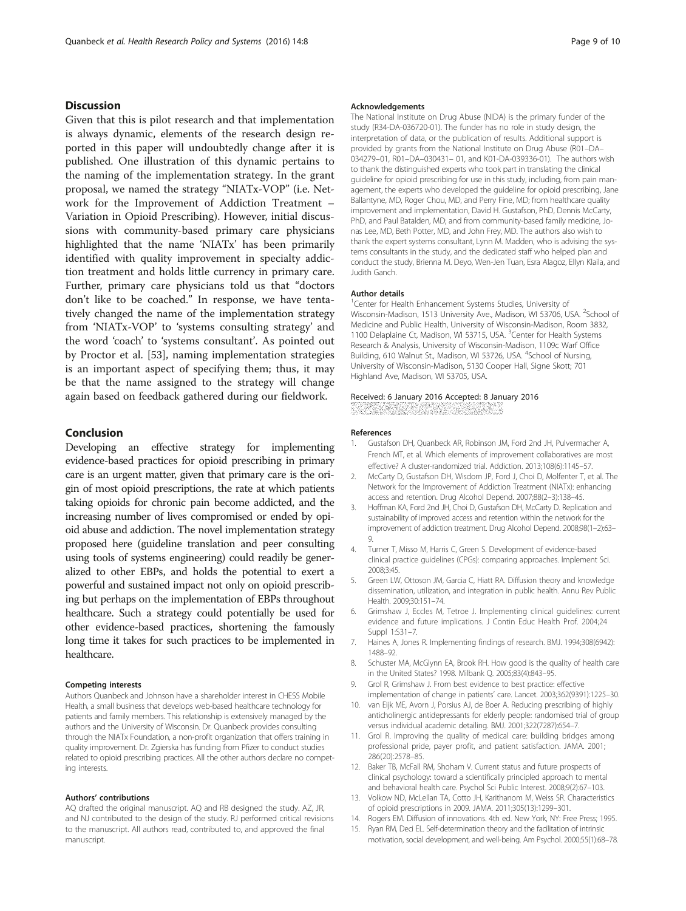## Discussion

Given that this is pilot research and that implementation is always dynamic, elements of the research design reported in this paper will undoubtedly change after it is published. One illustration of this dynamic pertains to the naming of the implementation strategy. In the grant proposal, we named the strategy "NIATx-VOP" (i.e. Network for the Improvement of Addiction Treatment – Variation in Opioid Prescribing). However, initial discussions with community-based primary care physicians highlighted that the name 'NIATx' has been primarily identified with quality improvement in specialty addiction treatment and holds little currency in primary care. Further, primary care physicians told us that "doctors don't like to be coached." In response, we have tentatively changed the name of the implementation strategy from 'NIATx-VOP' to 'systems consulting strategy' and the word 'coach' to 'systems consultant'. As pointed out by Proctor et al. [53], naming implementation strategies is an important aspect of specifying them; thus, it may be that the name assigned to the strategy will change again based on feedback gathered during our fieldwork.

## Conclusion

Developing an effective strategy for implementing evidence-based practices for opioid prescribing in primary care is an urgent matter, given that primary care is the origin of most opioid prescriptions, the rate at which patients taking opioids for chronic pain become addicted, and the increasing number of lives compromised or ended by opioid abuse and addiction. The novel implementation strategy proposed here (guideline translation and peer consulting using tools of systems engineering) could readily be generalized to other EBPs, and holds the potential to exert a powerful and sustained impact not only on opioid prescribing but perhaps on the implementation of EBPs throughout healthcare. Such a strategy could potentially be used for other evidence-based practices, shortening the famously long time it takes for such practices to be implemented in healthcare.

#### Competing interests

Authors Quanbeck and Johnson have a shareholder interest in CHESS Mobile Health, a small business that develops web-based healthcare technology for patients and family members. This relationship is extensively managed by the authors and the University of Wisconsin. Dr. Quanbeck provides consulting through the NIATx Foundation, a non-profit organization that offers training in quality improvement. Dr. Zgierska has funding from Pfizer to conduct studies related to opioid prescribing practices. All the other authors declare no competing interests.

#### Authors' contributions

AQ drafted the original manuscript. AQ and RB designed the study. AZ, JR, and NJ contributed to the design of the study. RJ performed critical revisions to the manuscript. All authors read, contributed to, and approved the final manuscript.

#### Acknowledgements

The National Institute on Drug Abuse (NIDA) is the primary funder of the study (R34-DA-036720-01). The funder has no role in study design, the interpretation of data, or the publication of results. Additional support is provided by grants from the National Institute on Drug Abuse (R01–DA–034279–01, R01–DA–030431– 01, and K01-DA-039336-01). The authors wish to thank the distinguished experts who took part in translating the clinical guideline for opioid prescribing for use in this study, including, from pain management, the experts who developed the guideline for opioid prescribing, Jane Ballantyne, MD, Roger Chou, MD, and Perry Fine, MD; from healthcare quality improvement and implementation, David H. Gustafson, PhD, Dennis McCarty, PhD, and Paul Batalden, MD; and from community-based family medicine, Jonas Lee, MD, Beth Potter, MD, and John Frey, MD. The authors also wish to thank the expert systems consultant, Lynn M. Madden, who is advising the systems consultants in the study, and the dedicated staff who helped plan and conduct the study, Brienna M. Deyo, Wen-Jen Tuan, Esra Alagoz, Ellyn Klaila, and Judith Ganch.

#### Author details

[1]Center for Health Enhancement Systems Studies, University of Wisconsin-Madison, 1513 University Ave., Madison, WI 53706, USA. [2]School of Medicine and Public Health, University of Wisconsin-Madison, Room 3832, 1100 Delaplaine Ct, Madison, WI 53715, USA. [3]Center for Health Systems Research & Analysis, University of Wisconsin-Madison, 1109c Warf Office Building, 610 Walnut St., Madison, WI 53726, USA. [4]School of Nursing, University of Wisconsin-Madison, 5130 Cooper Hall, Signe Skott; 701 Highland Ave, Madison, WI 53705, USA.

Received: 6 January 2016 Accepted: 8 January 2016

#### References

1. Gustafson DH, Quanbeck AR, Robinson JM, Ford 2nd JH, Pulvermacher A, French MT, et al. Which elements of improvement collaboratives are most effective? A cluster-randomized trial. Addiction. 2013;108(6):1145–57.
2. McCarty D, Gustafson DH, Wisdom JP, Ford J, Choi D, Molfenter T, et al. The Network for the Improvement of Addiction Treatment (NIATx): enhancing access and retention. Drug Alcohol Depend. 2007;88(2–3):138–45.
3. Hoffman KA, Ford 2nd JH, Choi D, Gustafson DH, McCarty D. Replication and sustainability of improved access and retention within the network for the improvement of addiction treatment. Drug Alcohol Depend. 2008;98(1–2):63–9.
4. Turner T, Misso M, Harris C, Green S. Development of evidence-based clinical practice guidelines (CPGs): comparing approaches. Implement Sci. 2008;3:45.
5. Green LW, Ottoson JM, Garcia C, Hiatt RA. Diffusion theory and knowledge dissemination, utilization, and integration in public health. Annu Rev Public Health. 2009;30:151–74.
6. Grimshaw J, Eccles M, Tetroe J. Implementing clinical guidelines: current evidence and future implications. J Contin Educ Health Prof. 2004;24 Suppl 1:S31–7.
7. Haines A, Jones R. Implementing findings of research. BMJ. 1994;308(6942): 1488–92.
8. Schuster MA, McGlynn EA, Brook RH. How good is the quality of health care in the United States? 1998. Milbank Q. 2005;83(4):843–95.
9. Grol R, Grimshaw J. From best evidence to best practice: effective implementation of change in patients' care. Lancet. 2003;362(9391):1225–30.
10. van Eijk ME, Avorn J, Porsius AJ, de Boer A. Reducing prescribing of highly anticholinergic antidepressants for elderly people: randomised trial of group versus individual academic detailing. BMJ. 2001;322(7287):654–7.
11. Grol R. Improving the quality of medical care: building bridges among professional pride, payer profit, and patient satisfaction. JAMA. 2001; 286(20):2578–85.
12. Baker TB, McFall RM, Shoham V. Current status and future prospects of clinical psychology: toward a scientifically principled approach to mental and behavioral health care. Psychol Sci Public Interest. 2008;9(2):67–103.
13. Volkow ND, McLellan TA, Cotto JH, Karithanom M, Weiss SR. Characteristics of opioid prescriptions in 2009. JAMA. 2011;305(13):1299–301.
14. Rogers EM. Diffusion of innovations. 4th ed. New York, NY: Free Press; 1995.
15. Ryan RM, Deci EL. Self-determination theory and the facilitation of intrinsic motivation, social development, and well-being. Am Psychol. 2000;55(1):68–78.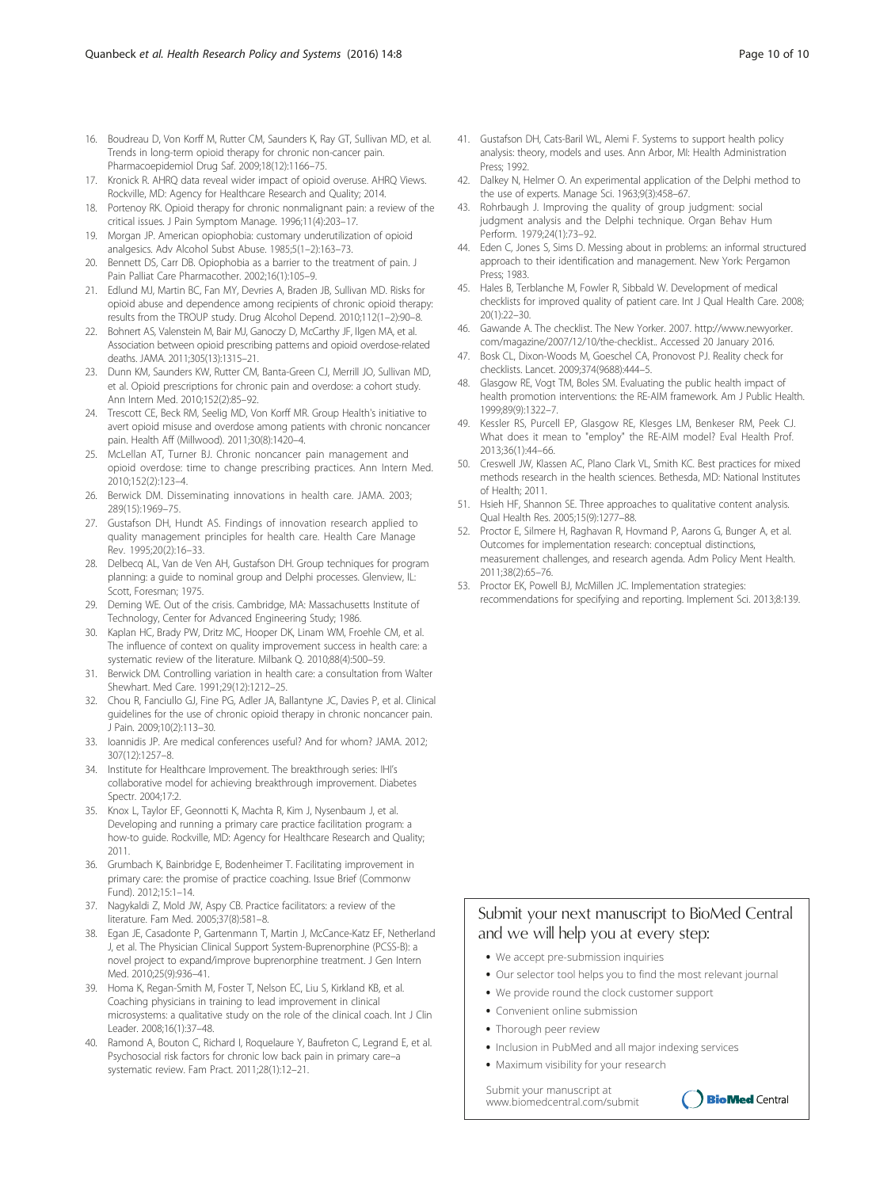16. Boudreau D, Von Korff M, Rutter CM, Saunders K, Ray GT, Sullivan MD, et al. Trends in long-term opioid therapy for chronic non-cancer pain. Pharmacoepidemiol Drug Saf. 2009;18(12):1166–75.
17. Kronick R. AHRQ data reveal wider impact of opioid overuse. AHRQ Views. Rockville, MD: Agency for Healthcare Research and Quality; 2014.
18. Portenoy RK. Opioid therapy for chronic nonmalignant pain: a review of the critical issues. J Pain Symptom Manage. 1996;11(4):203–17.
19. Morgan JP. American opiophobia: customary underutilization of opioid analgesics. Adv Alcohol Subst Abuse. 1985;5(1–2):163–73.
20. Bennett DS, Carr DB. Opiophobia as a barrier to the treatment of pain. J Pain Palliat Care Pharmacother. 2002;16(1):105–9.
21. Edlund MJ, Martin BC, Fan MY, Devries A, Braden JB, Sullivan MD. Risks for opioid abuse and dependence among recipients of chronic opioid therapy: results from the TROUP study. Drug Alcohol Depend. 2010;112(1–2):90–8.
22. Bohnert AS, Valenstein M, Bair MJ, Ganoczy D, McCarthy JF, Ilgen MA, et al. Association between opioid prescribing patterns and opioid overdose-related deaths. JAMA. 2011;305(13):1315–21.
23. Dunn KM, Saunders KW, Rutter CM, Banta-Green CJ, Merrill JO, Sullivan MD, et al. Opioid prescriptions for chronic pain and overdose: a cohort study. Ann Intern Med. 2010;152(2):85–92.
24. Trescott CE, Beck RM, Seelig MD, Von Korff MR. Group Health's initiative to avert opioid misuse and overdose among patients with chronic noncancer pain. Health Aff (Millwood). 2011;30(8):1420–4.
25. McLellan AT, Turner BJ. Chronic noncancer pain management and opioid overdose: time to change prescribing practices. Ann Intern Med. 2010;152(2):123–4.
26. Berwick DM. Disseminating innovations in health care. JAMA. 2003; 289(15):1969–75.
27. Gustafson DH, Hundt AS. Findings of innovation research applied to quality management principles for health care. Health Care Manage Rev. 1995;20(2):16–33.
28. Delbecq AL, Van de Ven AH, Gustafson DH. Group techniques for program planning: a guide to nominal group and Delphi processes. Glenview, IL: Scott, Foresman; 1975.
29. Deming WE. Out of the crisis. Cambridge, MA: Massachusetts Institute of Technology, Center for Advanced Engineering Study; 1986.
30. Kaplan HC, Brady PW, Dritz MC, Hooper DK, Linam WM, Froehle CM, et al. The influence of context on quality improvement success in health care: a systematic review of the literature. Milbank Q. 2010;88(4):500–59.
31. Berwick DM. Controlling variation in health care: a consultation from Walter Shewhart. Med Care. 1991;29(12):1212–25.
32. Chou R, Fanciullo GJ, Fine PG, Adler JA, Ballantyne JC, Davies P, et al. Clinical guidelines for the use of chronic opioid therapy in chronic noncancer pain. J Pain. 2009;10(2):113–30.
33. Ioannidis JP. Are medical conferences useful? And for whom? JAMA. 2012; 307(12):1257–8.
34. Institute for Healthcare Improvement. The breakthrough series: IHI's collaborative model for achieving breakthrough improvement. Diabetes Spectr. 2004;17:2.
35. Knox L, Taylor EF, Geonnotti K, Machta R, Kim J, Nysenbaum J, et al. Developing and running a primary care practice facilitation program: a how-to guide. Rockville, MD: Agency for Healthcare Research and Quality; 2011.
36. Grumbach K, Bainbridge E, Bodenheimer T. Facilitating improvement in primary care: the promise of practice coaching. Issue Brief (Commonw Fund). 2012;15:1–14.
37. Nagykaldi Z, Mold JW, Aspy CB. Practice facilitators: a review of the literature. Fam Med. 2005;37(8):581–8.
38. Egan JE, Casadonte P, Gartenmann T, Martin J, McCance-Katz EF, Netherland J, et al. The Physician Clinical Support System-Buprenorphine (PCSS-B): a novel project to expand/improve buprenorphine treatment. J Gen Intern Med. 2010;25(9):936–41.
39. Homa K, Regan-Smith M, Foster T, Nelson EC, Liu S, Kirkland KB, et al. Coaching physicians in training to lead improvement in clinical microsystems: a qualitative study on the role of the clinical coach. Int J Clin Leader. 2008;16(1):37–48.
40. Ramond A, Bouton C, Richard I, Roquelaure Y, Baufreton C, Legrand E, et al. Psychosocial risk factors for chronic low back pain in primary care–a systematic review. Fam Pract. 2011;28(1):12–21.
41. Gustafson DH, Cats-Baril WL, Alemi F. Systems to support health policy analysis: theory, models and uses. Ann Arbor, MI: Health Administration Press; 1992.
42. Dalkey N, Helmer O. An experimental application of the Delphi method to the use of experts. Manage Sci. 1963;9(3):458–67.
43. Rohrbaugh J. Improving the quality of group judgment: social judgment analysis and the Delphi technique. Organ Behav Hum Perform. 1979;24(1):73–92.
44. Eden C, Jones S, Sims D. Messing about in problems: an informal structured approach to their identification and management. New York: Pergamon Press; 1983.
45. Hales B, Terblanche M, Fowler R, Sibbald W. Development of medical checklists for improved quality of patient care. Int J Qual Health Care. 2008; 20(1):22–30.
46. Gawande A. The checklist. The New Yorker. 2007. http://www.newyorker.com/magazine/2007/12/10/the-checklist.. Accessed 20 January 2016.
47. Bosk CL, Dixon-Woods M, Goeschel CA, Pronovost PJ. Reality check for checklists. Lancet. 2009;374(9688):444–5.
48. Glasgow RE, Vogt TM, Boles SM. Evaluating the public health impact of health promotion interventions: the RE-AIM framework. Am J Public Health. 1999;89(9):1322–7.
49. Kessler RS, Purcell EP, Glasgow RE, Klesges LM, Benkeser RM, Peek CJ. What does it mean to "employ" the RE-AIM model? Eval Health Prof. 2013;36(1):44–66.
50. Creswell JW, Klassen AC, Plano Clark VL, Smith KC. Best practices for mixed methods research in the health sciences. Bethesda, MD: National Institutes of Health; 2011.
51. Hsieh HF, Shannon SE. Three approaches to qualitative content analysis. Qual Health Res. 2005;15(9):1277–88.
52. Proctor E, Silmere H, Raghavan R, Hovmand P, Aarons G, Bunger A, et al. Outcomes for implementation research: conceptual distinctions, measurement challenges, and research agenda. Adm Policy Ment Health. 2011;38(2):65–76.
53. Proctor EK, Powell BJ, McMillen JC. Implementation strategies: recommendations for specifying and reporting. Implement Sci. 2013;8:139.

Submit your next manuscript to BioMed Central and we will help you at every step:

- We accept pre-submission inquiries
- Our selector tool helps you to find the most relevant journal
- We provide round the clock customer support
- Convenient online submission
- Thorough peer review
- Inclusion in PubMed and all major indexing services
- Maximum visibility for your research

Submit your manuscript at www.biomedcentral.com/submit

BioMed Central